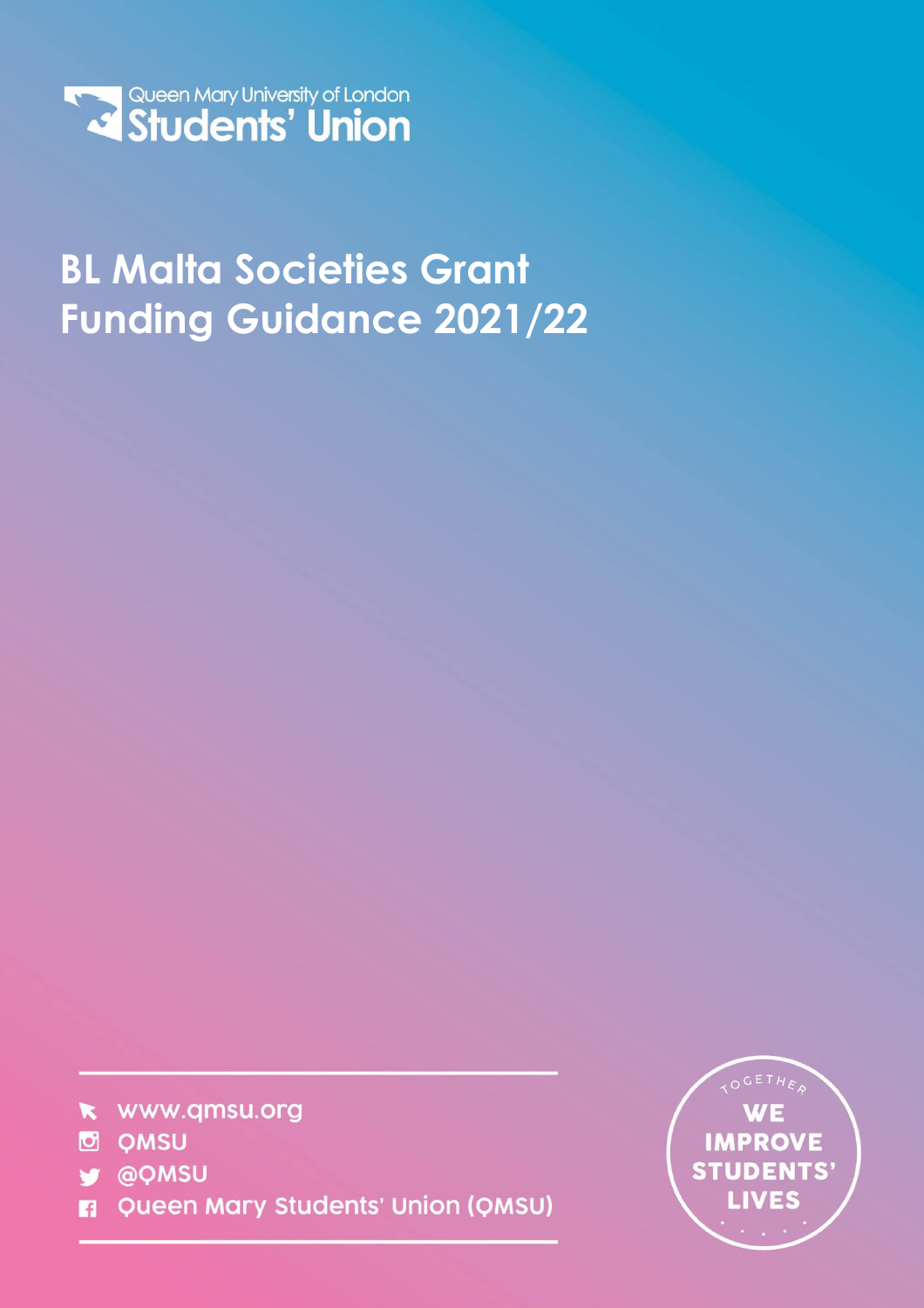Queen Mary University of London
Students' Union

# BL Malta Societies Grant Funding Guidance 2021/22

- www.qmsu.org
- QMSU
- @QMSU
- Queen Mary Students' Union (QMSU)

TOGETHER WE IMPROVE STUDENTS' LIVES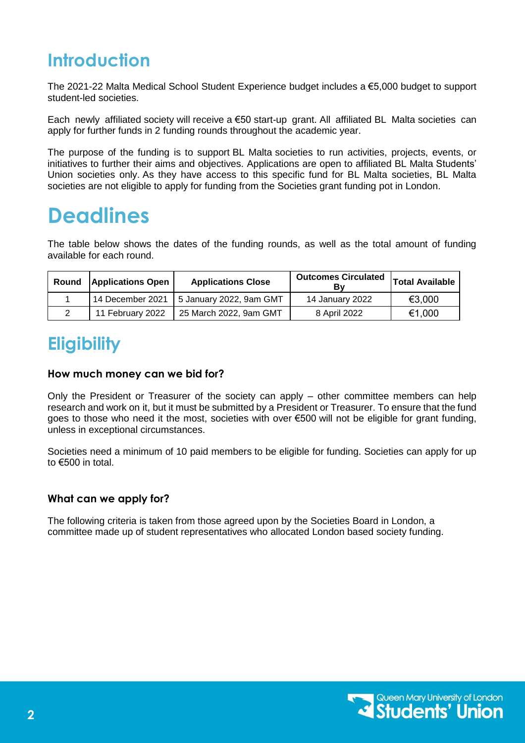## Introduction

The 2021-22 Malta Medical School Student Experience budget includes a €5,000 budget to support student-led societies.

Each newly affiliated society will receive a €50 start-up grant. All affiliated BL Malta societies can apply for further funds in 2 funding rounds throughout the academic year.

The purpose of the funding is to support BL Malta societies to run activities, projects, events, or initiatives to further their aims and objectives. Applications are open to affiliated BL Malta Students' Union societies only. As they have access to this specific fund for BL Malta societies, BL Malta societies are not eligible to apply for funding from the Societies grant funding pot in London.

# Deadlines

The table below shows the dates of the funding rounds, as well as the total amount of funding available for each round.

| Round | Applications Open | Applications Close | Outcomes Circulated By | Total Available |
|---|---|---|---|---|
| 1 | 14 December 2021 | 5 January 2022, 9am GMT | 14 January 2022 | €3,000 |
| 2 | 11 February 2022 | 25 March 2022, 9am GMT | 8 April 2022 | €1,000 |

## Eligibility

### How much money can we bid for?

Only the President or Treasurer of the society can apply – other committee members can help research and work on it, but it must be submitted by a President or Treasurer. To ensure that the fund goes to those who need it the most, societies with over €500 will not be eligible for grant funding, unless in exceptional circumstances.

Societies need a minimum of 10 paid members to be eligible for funding. Societies can apply for up to €500 in total.

### What can we apply for?

The following criteria is taken from those agreed upon by the Societies Board in London, a committee made up of student representatives who allocated London based society funding.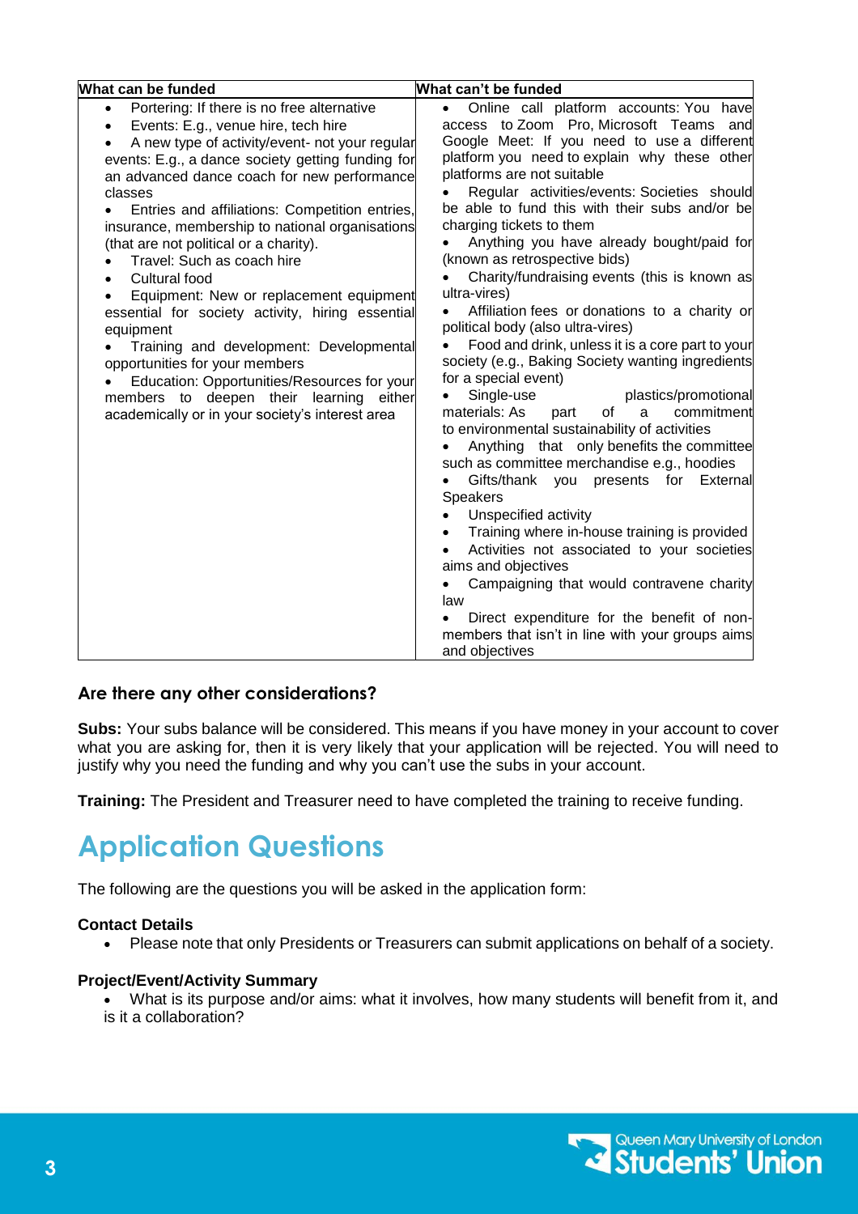| What can be funded | What can't be funded |
| --- | --- |
| • Portering: If there is no free alternative<br>• Events: E.g., venue hire, tech hire<br>• A new type of activity/event- not your regular events: E.g., a dance society getting funding for an advanced dance coach for new performance classes<br>• Entries and affiliations: Competition entries, insurance, membership to national organisations (that are not political or a charity).<br>• Travel: Such as coach hire<br>• Cultural food<br>• Equipment: New or replacement equipment essential for society activity, hiring essential equipment<br>• Training and development: Developmental opportunities for your members<br>• Education: Opportunities/Resources for your members to deepen their learning either academically or in your society's interest area | • Online call platform accounts: You have access to Zoom Pro, Microsoft Teams and Google Meet: If you need to use a different platform you need to explain why these other platforms are not suitable<br>• Regular activities/events: Societies should be able to fund this with their subs and/or be charging tickets to them<br>• Anything you have already bought/paid for (known as retrospective bids)<br>• Charity/fundraising events (this is known as ultra-vires)<br>• Affiliation fees or donations to a charity or political body (also ultra-vires)<br>• Food and drink, unless it is a core part to your society (e.g., Baking Society wanting ingredients for a special event)<br>• Single-use plastics/promotional materials: As part of a commitment to environmental sustainability of activities<br>• Anything that only benefits the committee such as committee merchandise e.g., hoodies<br>• Gifts/thank you presents for External Speakers<br>• Unspecified activity<br>• Training where in-house training is provided<br>• Activities not associated to your societies aims and objectives<br>• Campaigning that would contravene charity law<br>• Direct expenditure for the benefit of non-members that isn't in line with your groups aims and objectives |

### Are there any other considerations?

**Subs:** Your subs balance will be considered. This means if you have money in your account to cover what you are asking for, then it is very likely that your application will be rejected. You will need to justify why you need the funding and why you can't use the subs in your account.

**Training:** The President and Treasurer need to have completed the training to receive funding.

## Application Questions

The following are the questions you will be asked in the application form:

**Contact Details**

- Please note that only Presidents or Treasurers can submit applications on behalf of a society.

**Project/Event/Activity Summary**

- What is its purpose and/or aims: what it involves, how many students will benefit from it, and is it a collaboration?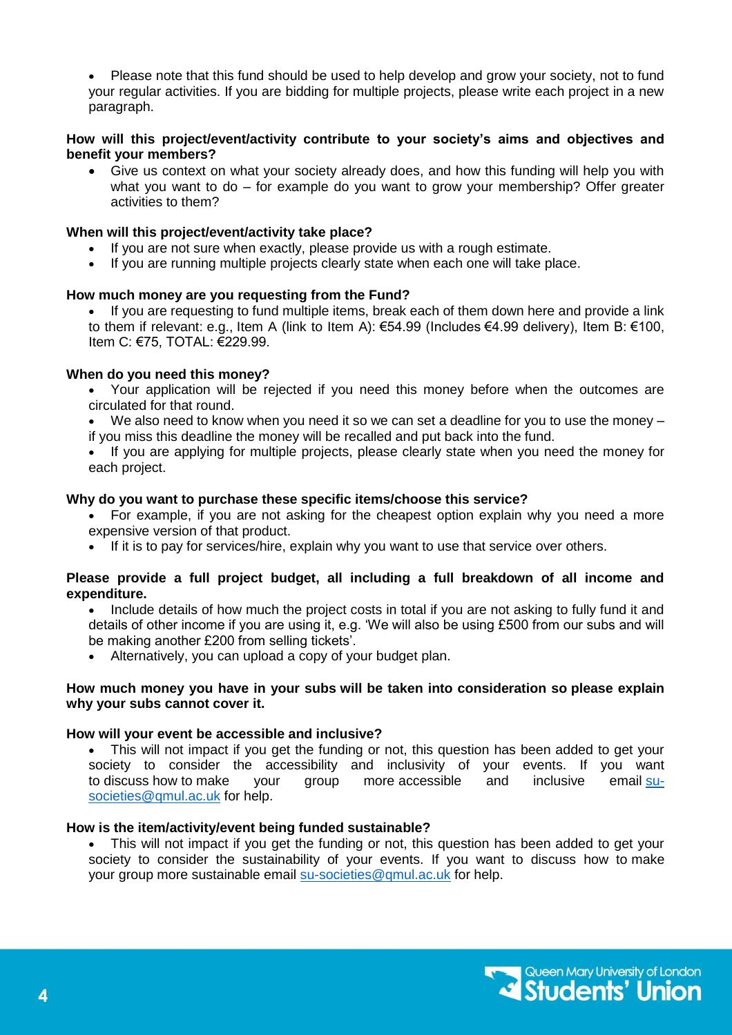- Please note that this fund should be used to help develop and grow your society, not to fund your regular activities. If you are bidding for multiple projects, please write each project in a new paragraph.

**How will this project/event/activity contribute to your society's aims and objectives and benefit your members?**

- Give us context on what your society already does, and how this funding will help you with what you want to do – for example do you want to grow your membership? Offer greater activities to them?

**When will this project/event/activity take place?**

- If you are not sure when exactly, please provide us with a rough estimate.
- If you are running multiple projects clearly state when each one will take place.

**How much money are you requesting from the Fund?**

- If you are requesting to fund multiple items, break each of them down here and provide a link to them if relevant: e.g., Item A (link to Item A): €54.99 (Includes €4.99 delivery), Item B: €100, Item C: €75, TOTAL: €229.99.

**When do you need this money?**

- Your application will be rejected if you need this money before when the outcomes are circulated for that round.
- We also need to know when you need it so we can set a deadline for you to use the money – if you miss this deadline the money will be recalled and put back into the fund.
- If you are applying for multiple projects, please clearly state when you need the money for each project.

**Why do you want to purchase these specific items/choose this service?**

- For example, if you are not asking for the cheapest option explain why you need a more expensive version of that product.
- If it is to pay for services/hire, explain why you want to use that service over others.

**Please provide a full project budget, all including a full breakdown of all income and expenditure.**

- Include details of how much the project costs in total if you are not asking to fully fund it and details of other income if you are using it, e.g. 'We will also be using £500 from our subs and will be making another £200 from selling tickets'.
- Alternatively, you can upload a copy of your budget plan.

**How much money you have in your subs will be taken into consideration so please explain why your subs cannot cover it.**

**How will your event be accessible and inclusive?**

- This will not impact if you get the funding or not, this question has been added to get your society to consider the accessibility and inclusivity of your events. If you want to discuss how to make your group more accessible and inclusive email su-societies@qmul.ac.uk for help.

**How is the item/activity/event being funded sustainable?**

- This will not impact if you get the funding or not, this question has been added to get your society to consider the sustainability of your events. If you want to discuss how to make your group more sustainable email su-societies@qmul.ac.uk for help.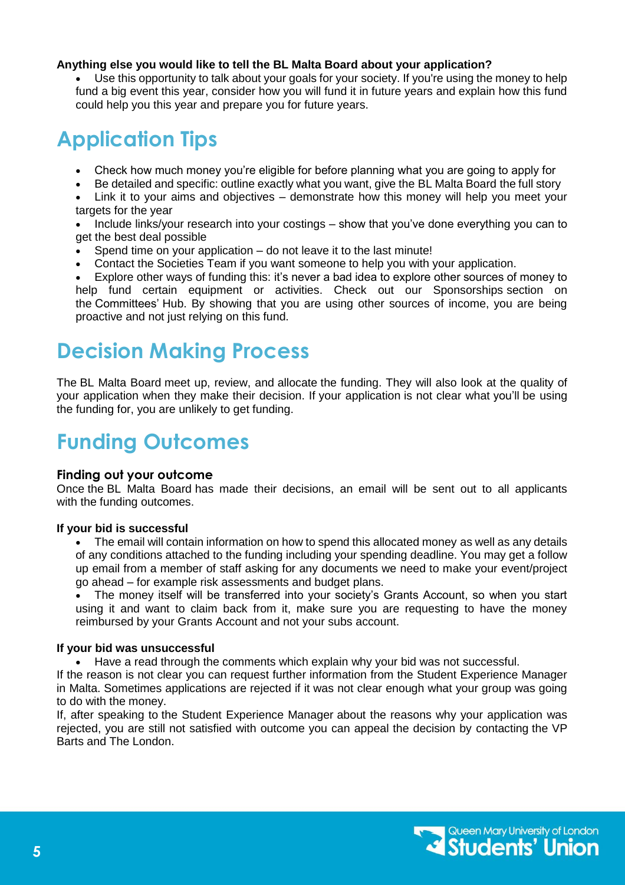**Anything else you would like to tell the BL Malta Board about your application?**

- Use this opportunity to talk about your goals for your society. If you're using the money to help fund a big event this year, consider how you will fund it in future years and explain how this fund could help you this year and prepare you for future years.

# Application Tips

- Check how much money you're eligible for before planning what you are going to apply for
- Be detailed and specific: outline exactly what you want, give the BL Malta Board the full story
- Link it to your aims and objectives – demonstrate how this money will help you meet your targets for the year
- Include links/your research into your costings – show that you've done everything you can to get the best deal possible
- Spend time on your application – do not leave it to the last minute!
- Contact the Societies Team if you want someone to help you with your application.
- Explore other ways of funding this: it's never a bad idea to explore other sources of money to help fund certain equipment or activities. Check out our Sponsorships section on the Committees' Hub. By showing that you are using other sources of income, you are being proactive and not just relying on this fund.

# Decision Making Process

The BL Malta Board meet up, review, and allocate the funding. They will also look at the quality of your application when they make their decision. If your application is not clear what you'll be using the funding for, you are unlikely to get funding.

# Funding Outcomes

## Finding out your outcome

Once the BL Malta Board has made their decisions, an email will be sent out to all applicants with the funding outcomes.

**If your bid is successful**

- The email will contain information on how to spend this allocated money as well as any details of any conditions attached to the funding including your spending deadline. You may get a follow up email from a member of staff asking for any documents we need to make your event/project go ahead – for example risk assessments and budget plans.
- The money itself will be transferred into your society's Grants Account, so when you start using it and want to claim back from it, make sure you are requesting to have the money reimbursed by your Grants Account and not your subs account.

**If your bid was unsuccessful**

- Have a read through the comments which explain why your bid was not successful.

If the reason is not clear you can request further information from the Student Experience Manager in Malta. Sometimes applications are rejected if it was not clear enough what your group was going to do with the money.

If, after speaking to the Student Experience Manager about the reasons why your application was rejected, you are still not satisfied with outcome you can appeal the decision by contacting the VP Barts and The London.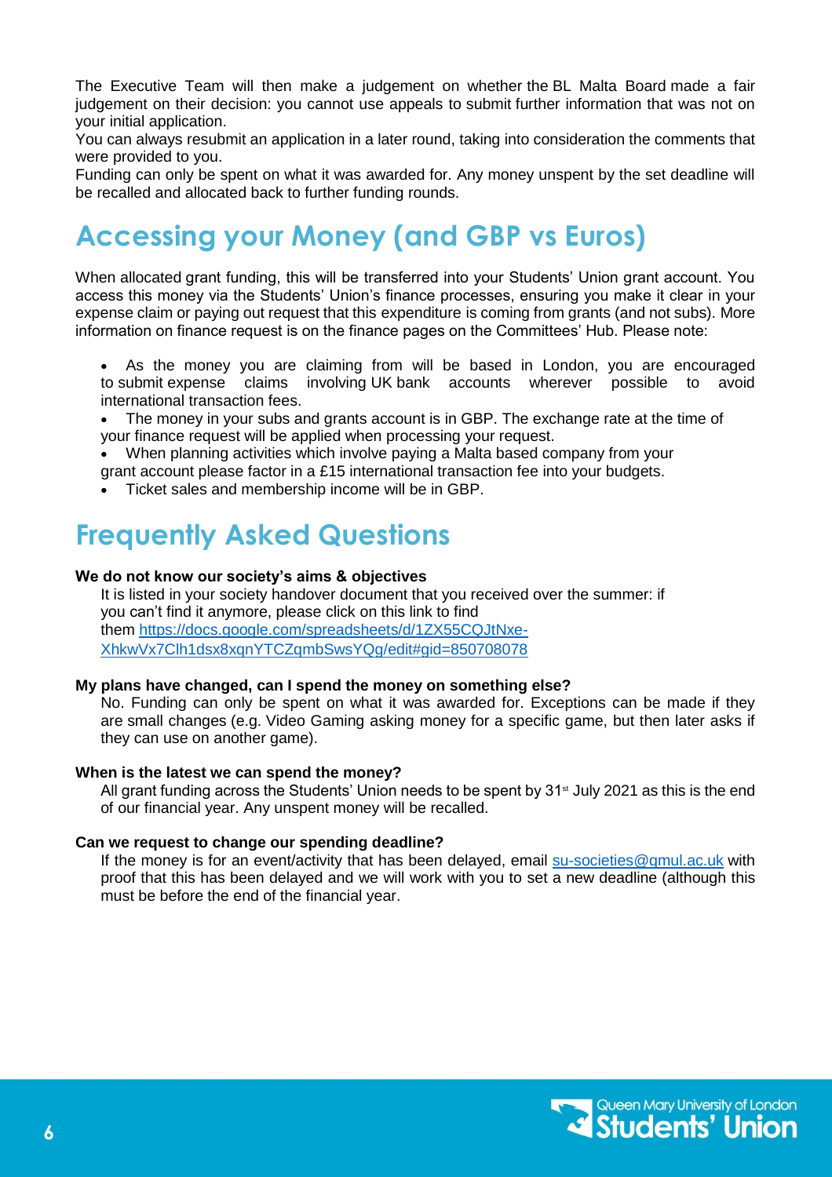The Executive Team will then make a judgement on whether the BL Malta Board made a fair judgement on their decision: you cannot use appeals to submit further information that was not on your initial application.

You can always resubmit an application in a later round, taking into consideration the comments that were provided to you.

Funding can only be spent on what it was awarded for. Any money unspent by the set deadline will be recalled and allocated back to further funding rounds.

## Accessing your Money (and GBP vs Euros)

When allocated grant funding, this will be transferred into your Students' Union grant account. You access this money via the Students' Union's finance processes, ensuring you make it clear in your expense claim or paying out request that this expenditure is coming from grants (and not subs). More information on finance request is on the finance pages on the Committees' Hub. Please note:

- As the money you are claiming from will be based in London, you are encouraged to submit expense claims involving UK bank accounts wherever possible to avoid international transaction fees.
- The money in your subs and grants account is in GBP. The exchange rate at the time of your finance request will be applied when processing your request.
- When planning activities which involve paying a Malta based company from your grant account please factor in a £15 international transaction fee into your budgets.
- Ticket sales and membership income will be in GBP.

## Frequently Asked Questions

**We do not know our society's aims & objectives**

It is listed in your society handover document that you received over the summer: if you can't find it anymore, please click on this link to find them https://docs.google.com/spreadsheets/d/1ZX55CQJtNxe-XhkwVx7Clh1dsx8xqnYTCZqmbSwsYQg/edit#gid=850708078

**My plans have changed, can I spend the money on something else?**

No. Funding can only be spent on what it was awarded for. Exceptions can be made if they are small changes (e.g. Video Gaming asking money for a specific game, but then later asks if they can use on another game).

**When is the latest we can spend the money?**

All grant funding across the Students' Union needs to be spent by 31st July 2021 as this is the end of our financial year. Any unspent money will be recalled.

**Can we request to change our spending deadline?**

If the money is for an event/activity that has been delayed, email su-societies@qmul.ac.uk with proof that this has been delayed and we will work with you to set a new deadline (although this must be before the end of the financial year.